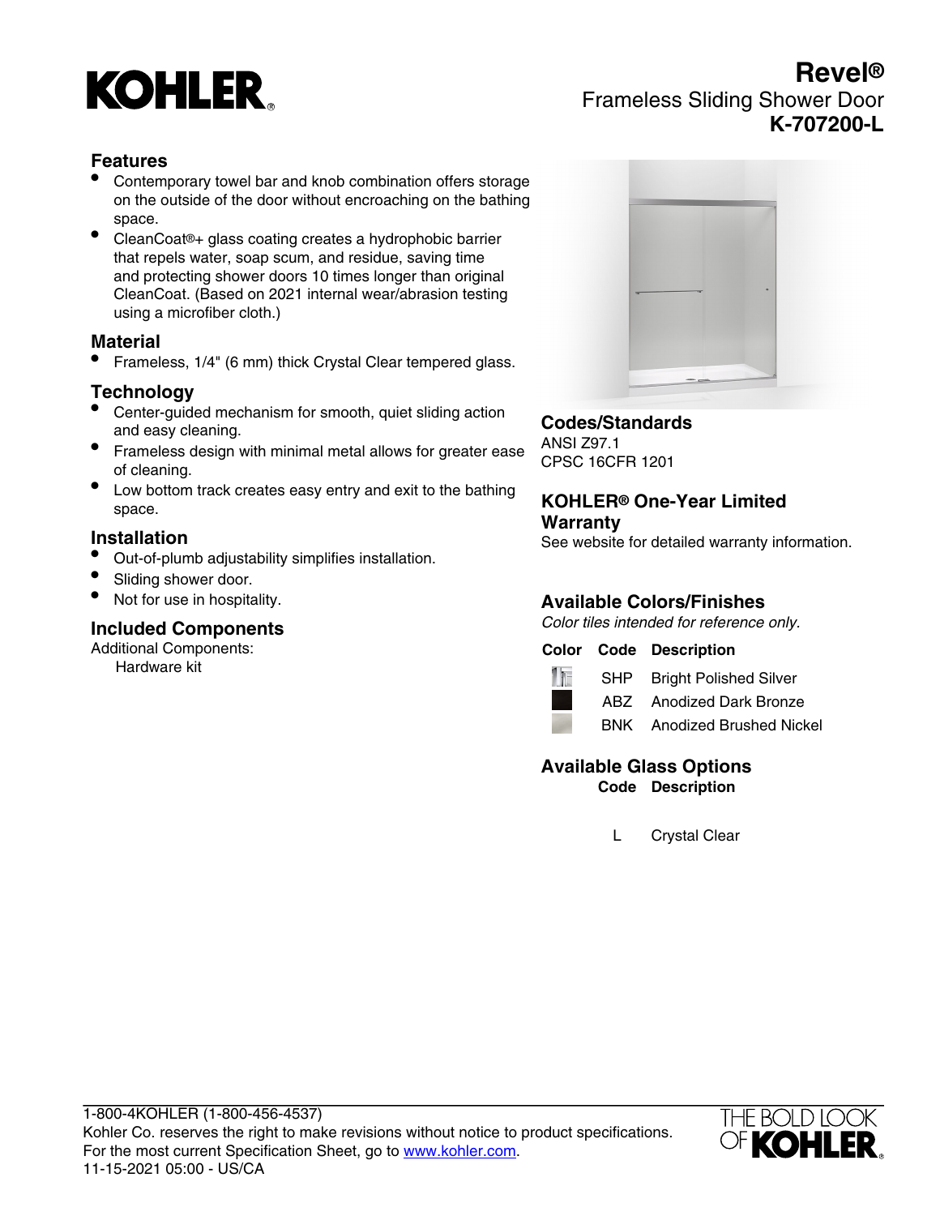# KOHLER

# Revel®

Frameless Sliding Shower Door

**K-707200-L**

## Features

- Contemporary towel bar and knob combination offers storage on the outside of the door without encroaching on the bathing space.
- CleanCoat®+ glass coating creates a hydrophobic barrier that repels water, soap scum, and residue, saving time and protecting shower doors 10 times longer than original CleanCoat. (Based on 2021 internal wear/abrasion testing using a microfiber cloth.)

## Material

- Frameless, 1/4" (6 mm) thick Crystal Clear tempered glass.

## Technology

- Center-guided mechanism for smooth, quiet sliding action and easy cleaning.
- Frameless design with minimal metal allows for greater ease of cleaning.
- Low bottom track creates easy entry and exit to the bathing space.

## Installation

- Out-of-plumb adjustability simplifies installation.
- Sliding shower door.
- Not for use in hospitality.

## Included Components

Additional Components:

Hardware kit

## Codes/Standards

ANSI Z97.1

CPSC 16CFR 1201

## KOHLER® One-Year Limited Warranty

See website for detailed warranty information.

## Available Colors/Finishes

*Color tiles intended for reference only.*

| Color | Code | Description |
| --- | --- | --- |
| | SHP | Bright Polished Silver |
| | ABZ | Anodized Dark Bronze |
| | BNK | Anodized Brushed Nickel |

## Available Glass Options

| Code | Description |
| --- | --- |
| L | Crystal Clear |

1-800-4KOHLER (1-800-456-4537)

Kohler Co. reserves the right to make revisions without notice to product specifications.

For the most current Specification Sheet, go to www.kohler.com.

11-15-2021 05:00 - US/CA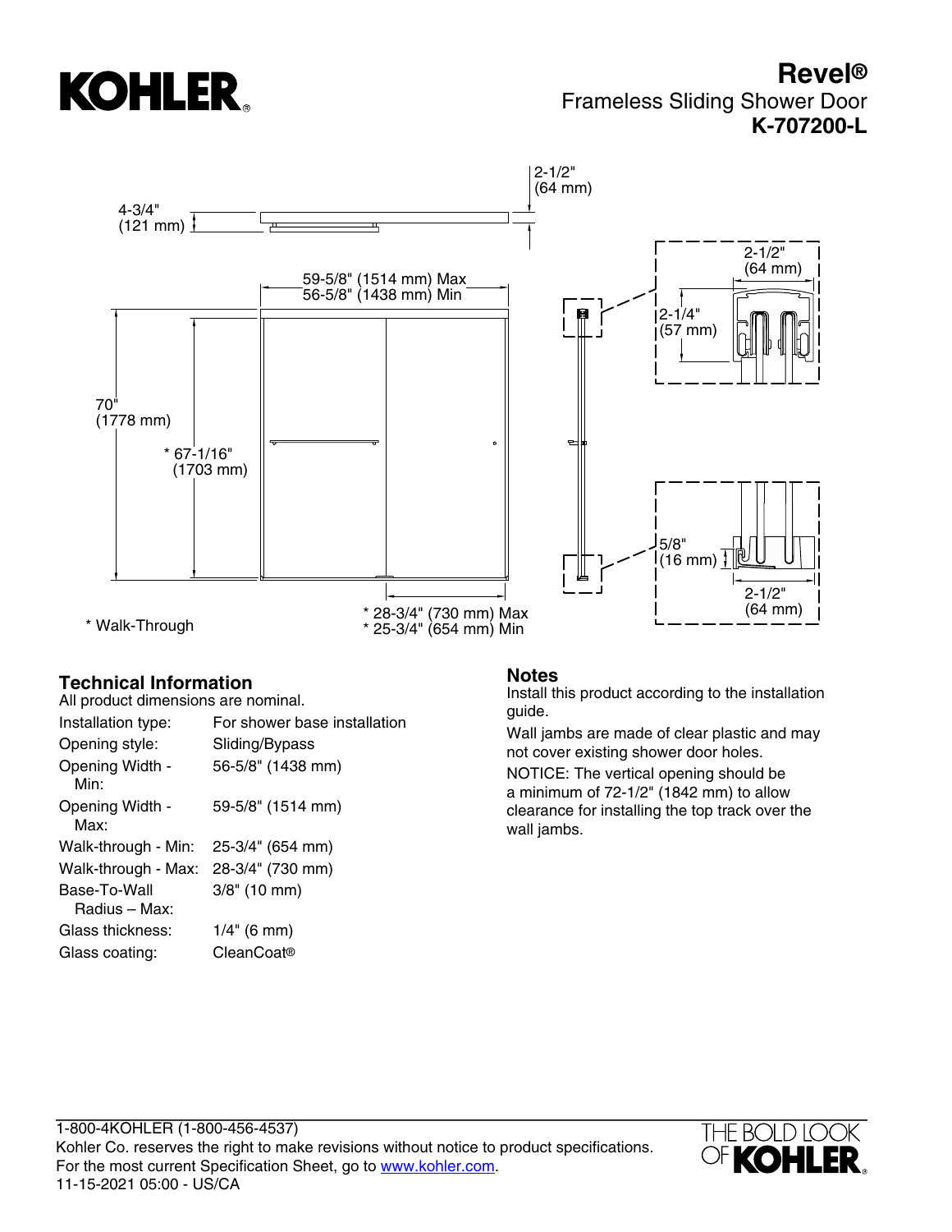# KOHLER

## Revel®

Frameless Sliding Shower Door

**K-707200-L**

2-1/2"
(64 mm)

4-3/4"
(121 mm)

59-5/8" (1514 mm) Max
56-5/8" (1438 mm) Min

70"
(1778 mm)

* 67-1/16"
(1703 mm)

2-1/2"
(64 mm)

2-1/4"
(57 mm)

5/8"
(16 mm)

2-1/2"
(64 mm)

* 28-3/4" (730 mm) Max
* 25-3/4" (654 mm) Min

* Walk-Through

### Technical Information

All product dimensions are nominal.

| | |
|---|---|
| Installation type: | For shower base installation |
| Opening style: | Sliding/Bypass |
| Opening Width - Min: | 56-5/8" (1438 mm) |
| Opening Width - Max: | 59-5/8" (1514 mm) |
| Walk-through - Min: | 25-3/4" (654 mm) |
| Walk-through - Max: | 28-3/4" (730 mm) |
| Base-To-Wall Radius – Max: | 3/8" (10 mm) |
| Glass thickness: | 1/4" (6 mm) |
| Glass coating: | CleanCoat® |

### Notes

Install this product according to the installation guide.

Wall jambs are made of clear plastic and may not cover existing shower door holes.

NOTICE: The vertical opening should be a minimum of 72-1/2" (1842 mm) to allow clearance for installing the top track over the wall jambs.

1-800-4KOHLER (1-800-456-4537)
Kohler Co. reserves the right to make revisions without notice to product specifications.
For the most current Specification Sheet, go to www.kohler.com.
11-15-2021 05:00 - US/CA

THE BOLD LOOK OF KOHLER.